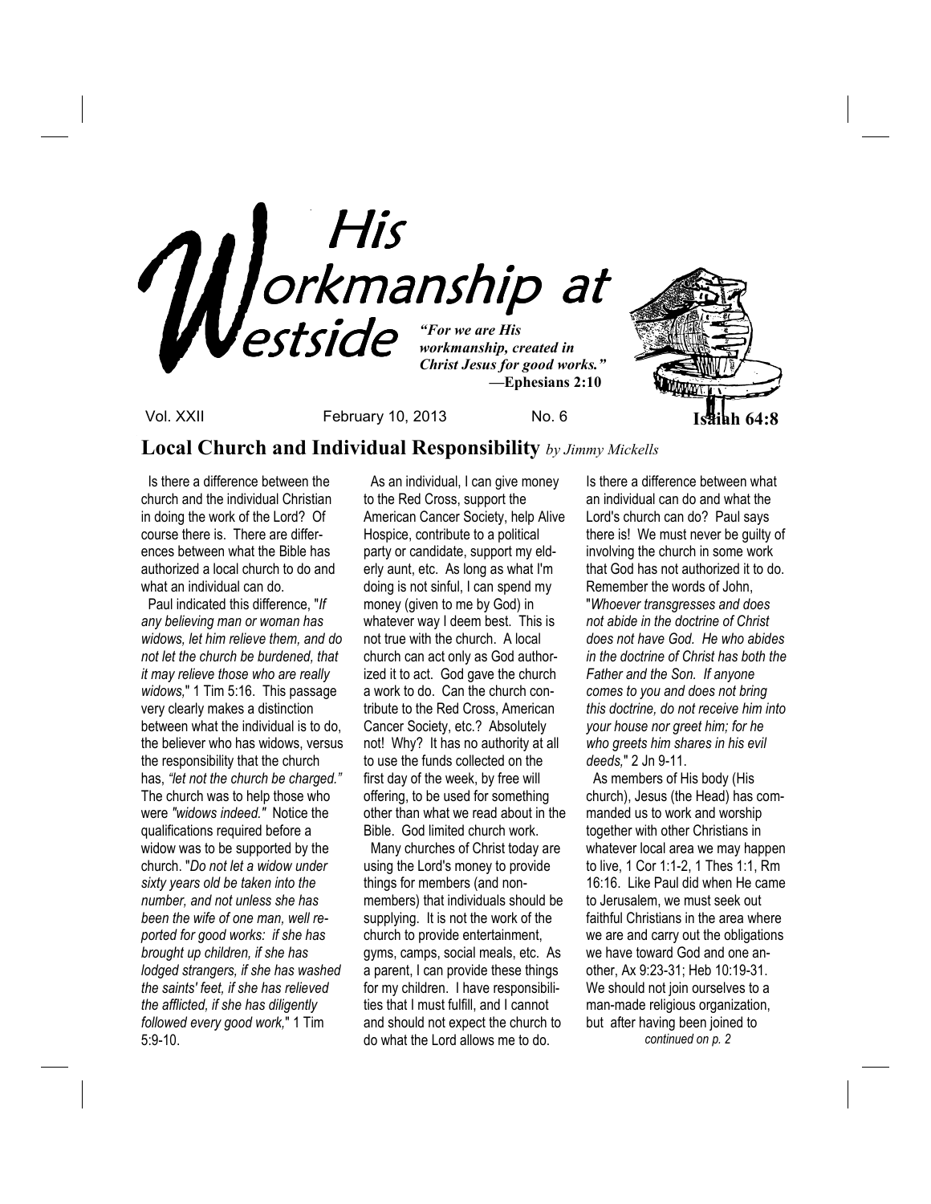# His Workmanship at Westside

*"For we are His workmanship, created in Christ Jesus for good works."*
**—Ephesians 2:10**

**Isaiah 64:8**

Vol. XXII February 10, 2013 No. 6

## Local Church and Individual Responsibility *by Jimmy Mickells*

Is there a difference between the church and the individual Christian in doing the work of the Lord? Of course there is. There are differences between what the Bible has authorized a local church to do and what an individual can do.

Paul indicated this difference, "*If any believing man or woman has widows, let him relieve them, and do not let the church be burdened, that it may relieve those who are really widows,*" 1 Tim 5:16. This passage very clearly makes a distinction between what the individual is to do, the believer who has widows, versus the responsibility that the church has, *"let not the church be charged."* The church was to help those who were *"widows indeed."* Notice the qualifications required before a widow was to be supported by the church. "*Do not let a widow under sixty years old be taken into the number, and not unless she has been the wife of one man, well reported for good works: if she has brought up children, if she has lodged strangers, if she has washed the saints' feet, if she has relieved the afflicted, if she has diligently followed every good work,*" 1 Tim 5:9-10.

As an individual, I can give money to the Red Cross, support the American Cancer Society, help Alive Hospice, contribute to a political party or candidate, support my elderly aunt, etc. As long as what I'm doing is not sinful, I can spend my money (given to me by God) in whatever way I deem best. This is not true with the church. A local church can act only as God authorized it to act. God gave the church a work to do. Can the church contribute to the Red Cross, American Cancer Society, etc.? Absolutely not! Why? It has no authority at all to use the funds collected on the first day of the week, by free will offering, to be used for something other than what we read about in the Bible. God limited church work.

Many churches of Christ today are using the Lord's money to provide things for members (and non-members) that individuals should be supplying. It is not the work of the church to provide entertainment, gyms, camps, social meals, etc. As a parent, I can provide these things for my children. I have responsibilities that I must fulfill, and I cannot and should not expect the church to do what the Lord allows me to do.

Is there a difference between what an individual can do and what the Lord's church can do? Paul says there is! We must never be guilty of involving the church in some work that God has not authorized it to do. Remember the words of John, "*Whoever transgresses and does not abide in the doctrine of Christ does not have God. He who abides in the doctrine of Christ has both the Father and the Son. If anyone comes to you and does not bring this doctrine, do not receive him into your house nor greet him; for he who greets him shares in his evil deeds,*" 2 Jn 9-11.

As members of His body (His church), Jesus (the Head) has commanded us to work and worship together with other Christians in whatever local area we may happen to live, 1 Cor 1:1-2, 1 Thes 1:1, Rm 16:16. Like Paul did when He came to Jerusalem, we must seek out faithful Christians in the area where we are and carry out the obligations we have toward God and one another, Ax 9:23-31; Heb 10:19-31. We should not join ourselves to a man-made religious organization, but after having been joined to

*continued on p. 2*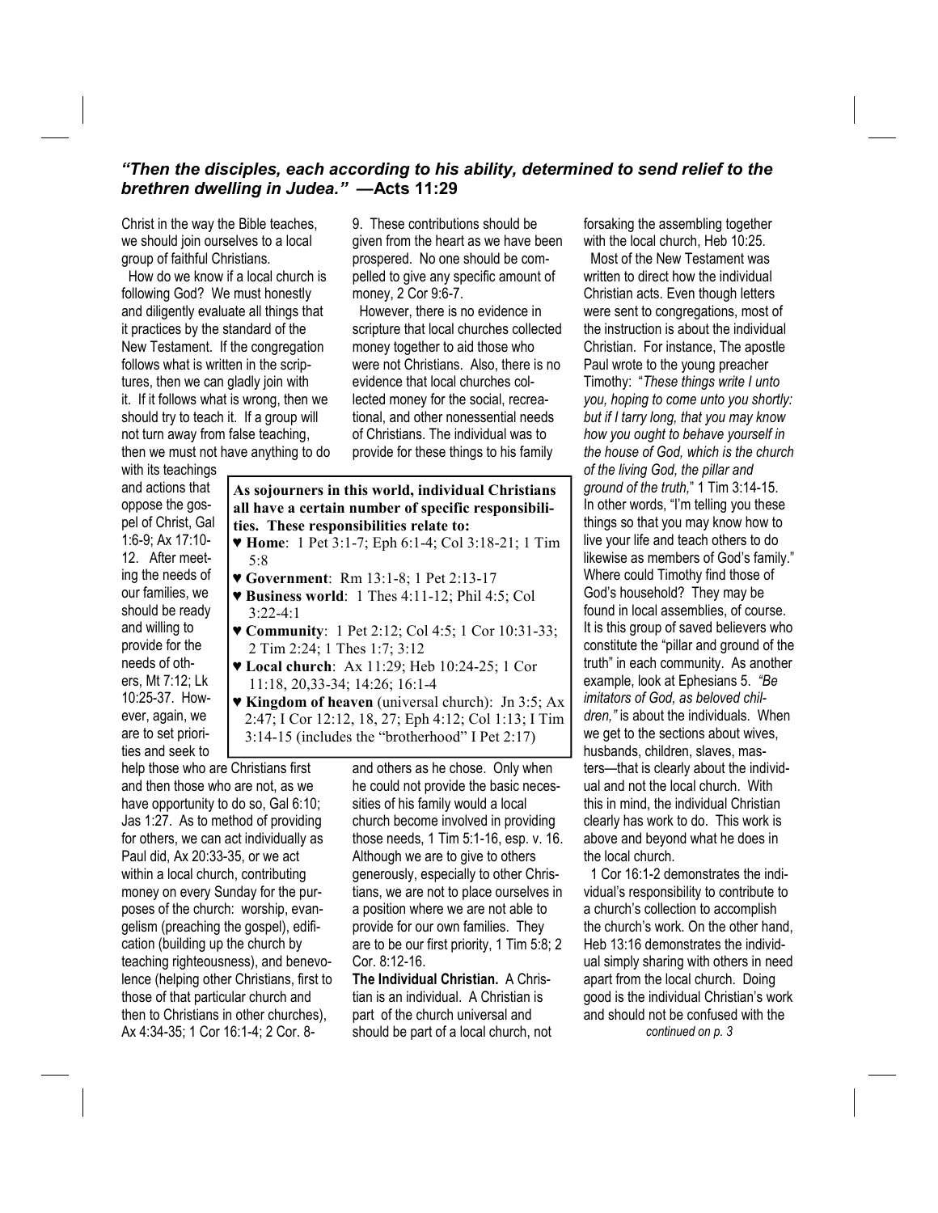***"Then the disciples, each according to his ability, determined to send relief to the brethren dwelling in Judea." —*****Acts 11:29**

Christ in the way the Bible teaches, we should join ourselves to a local group of faithful Christians.

How do we know if a local church is following God? We must honestly and diligently evaluate all things that it practices by the standard of the New Testament. If the congregation follows what is written in the scriptures, then we can gladly join with it. If it follows what is wrong, then we should try to teach it. If a group will not turn away from false teaching, then we must not have anything to do with its teachings and actions that oppose the gospel of Christ, Gal 1:6-9; Ax 17:10-12. After meeting the needs of our families, we should be ready and willing to provide for the needs of others, Mt 7:12; Lk 10:25-37. However, again, we are to set priorities and seek to help those who are Christians first and then those who are not, as we have opportunity to do so, Gal 6:10; Jas 1:27. As to method of providing for others, we can act individually as Paul did, Ax 20:33-35, or we act within a local church, contributing money on every Sunday for the purposes of the church: worship, evangelism (preaching the gospel), edification (building up the church by teaching righteousness), and benevolence (helping other Christians, first to those of that particular church and then to Christians in other churches), Ax 4:34-35; 1 Cor 16:1-4; 2 Cor. 8-9. These contributions should be given from the heart as we have been prospered. No one should be compelled to give any specific amount of money, 2 Cor 9:6-7.

However, there is no evidence in scripture that local churches collected money together to aid those who were not Christians. Also, there is no evidence that local churches collected money for the social, recreational, and other nonessential needs of Christians. The individual was to provide for these things to his family and others as he chose. Only when he could not provide the basic necessities of his family would a local church become involved in providing those needs, 1 Tim 5:1-16, esp. v. 16. Although we are to give to others generously, especially to other Christians, we are not to place ourselves in a position where we are not able to provide for our own families. They are to be our first priority, 1 Tim 5:8; 2 Cor. 8:12-16.

**As sojourners in this world, individual Christians all have a certain number of specific responsibilities. These responsibilities relate to:**

- ♥ **Home**: 1 Pet 3:1-7; Eph 6:1-4; Col 3:18-21; 1 Tim 5:8
- ♥ **Government**: Rm 13:1-8; 1 Pet 2:13-17
- ♥ **Business world**: 1 Thes 4:11-12; Phil 4:5; Col 3:22-4:1
- ♥ **Community**: 1 Pet 2:12; Col 4:5; 1 Cor 10:31-33; 2 Tim 2:24; 1 Thes 1:7; 3:12
- ♥ **Local church**: Ax 11:29; Heb 10:24-25; 1 Cor 11:18, 20,33-34; 14:26; 16:1-4
- ♥ **Kingdom of heaven** (universal church): Jn 3:5; Ax 2:47; I Cor 12:12, 18, 27; Eph 4:12; Col 1:13; I Tim 3:14-15 (includes the "brotherhood" I Pet 2:17)

**The Individual Christian.** A Christian is an individual. A Christian is part of the church universal and should be part of a local church, not forsaking the assembling together with the local church, Heb 10:25.

Most of the New Testament was written to direct how the individual Christian acts. Even though letters were sent to congregations, most of the instruction is about the individual Christian. For instance, The apostle Paul wrote to the young preacher Timothy: "*These things write I unto you, hoping to come unto you shortly: but if I tarry long, that you may know how you ought to behave yourself in the house of God, which is the church of the living God, the pillar and ground of the truth,*" 1 Tim 3:14-15. In other words, "I'm telling you these things so that you may know how to live your life and teach others to do likewise as members of God's family." Where could Timothy find those of God's household? They may be found in local assemblies, of course. It is this group of saved believers who constitute the "pillar and ground of the truth" in each community. As another example, look at Ephesians 5. *"Be imitators of God, as beloved children,"* is about the individuals. When we get to the sections about wives, husbands, children, slaves, masters—that is clearly about the individual and not the local church. With this in mind, the individual Christian clearly has work to do. This work is above and beyond what he does in the local church.

1 Cor 16:1-2 demonstrates the individual's responsibility to contribute to a church's collection to accomplish the church's work. On the other hand, Heb 13:16 demonstrates the individual simply sharing with others in need apart from the local church. Doing good is the individual Christian's work and should not be confused with the

*continued on p. 3*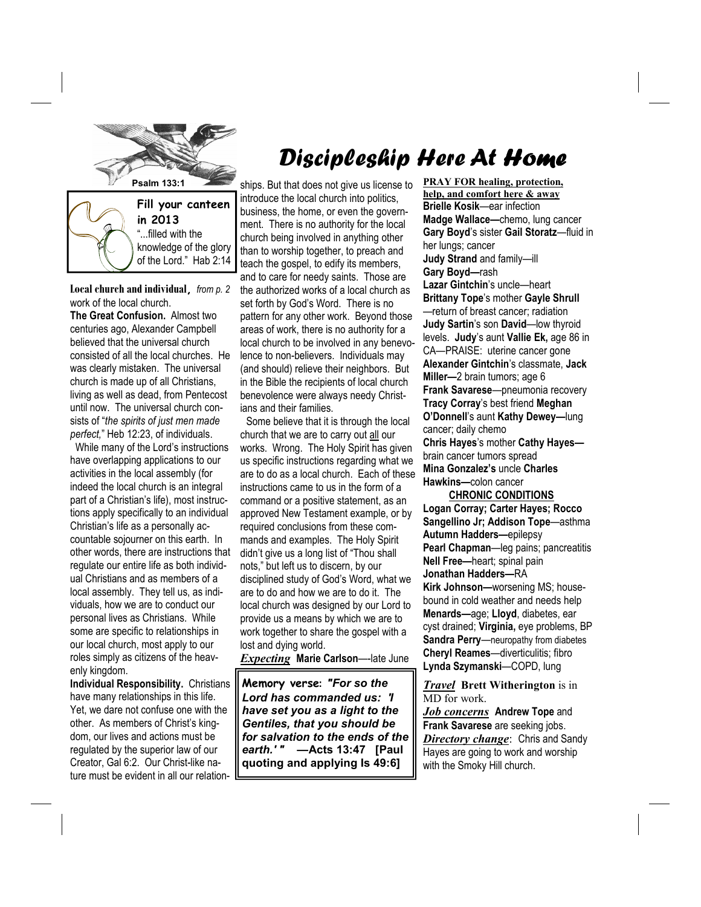# Discipleship Here At Home

Psalm 133:1

**Fill your canteen in 2013**
"...filled with the knowledge of the glory of the Lord." Hab 2:14

**Local church and individual**, *from p. 2* work of the local church.

**The Great Confusion.** Almost two centuries ago, Alexander Campbell believed that the universal church consisted of all the local churches. He was clearly mistaken. The universal church is made up of all Christians, living as well as dead, from Pentecost until now. The universal church consists of "*the spirits of just men made perfect,*" Heb 12:23, of individuals.

While many of the Lord's instructions have overlapping applications to our activities in the local assembly (for indeed the local church is an integral part of a Christian's life), most instructions apply specifically to an individual Christian's life as a personally accountable sojourner on this earth. In other words, there are instructions that regulate our entire life as both individual Christians and as members of a local assembly. They tell us, as individuals, how we are to conduct our personal lives as Christians. While some are specific to relationships in our local church, most apply to our roles simply as citizens of the heavenly kingdom.

**Individual Responsibility.** Christians have many relationships in this life. Yet, we dare not confuse one with the other. As members of Christ's kingdom, our lives and actions must be regulated by the superior law of our Creator, Gal 6:2. Our Christ-like nature must be evident in all our relationships. But that does not give us license to introduce the local church into politics, business, the home, or even the government. There is no authority for the local church being involved in anything other than to worship together, to preach and teach the gospel, to edify its members, and to care for needy saints. Those are the authorized works of a local church as set forth by God's Word. There is no pattern for any other work. Beyond those areas of work, there is no authority for a local church to be involved in any benevolence to non-believers. Individuals may (and should) relieve their neighbors. But in the Bible the recipients of local church benevolence were always needy Christians and their families.

Some believe that it is through the local church that we are to carry out all our works. Wrong. The Holy Spirit has given us specific instructions regarding what we are to do as a local church. Each of these instructions came to us in the form of a command or a positive statement, as an approved New Testament example, or by required conclusions from these commands and examples. The Holy Spirit didn't give us a long list of "Thou shall nots," but left us to discern, by our disciplined study of God's Word, what we are to do and how we are to do it. The local church was designed by our Lord to provide us a means by which we are to work together to share the gospel with a lost and dying world.

***Expecting*** **Marie Carlson**—-late June

**Memory verse:** ***"For so the Lord has commanded us: 'I have set you as a light to the Gentiles, that you should be for salvation to the ends of the earth.' "*** **—Acts 13:47 [Paul quoting and applying Is 49:6]**

**PRAY FOR healing, protection, help, and comfort here & away**

**Brielle Kosik**—ear infection
**Madge Wallace—**chemo, lung cancer
**Gary Boyd**'s sister **Gail Storatz**—fluid in her lungs; cancer
**Judy Strand** and family—ill
**Gary Boyd—**rash
**Lazar Gintchin**'s uncle—heart
**Brittany Tope**'s mother **Gayle Shrull**—return of breast cancer; radiation
**Judy Sartin**'s son **David**—low thyroid levels. **Judy**'s aunt **Vallie Ek,** age 86 in CA—PRAISE: uterine cancer gone
**Alexander Gintchin**'s classmate, **Jack Miller—**2 brain tumors; age 6
**Frank Savarese**—pneumonia recovery
**Tracy Corray**'s best friend **Meghan O'Donnell**'s aunt **Kathy Dewey—**lung cancer; daily chemo
**Chris Hayes**'s mother **Cathy Hayes—**brain cancer tumors spread
**Mina Gonzalez's** uncle **Charles Hawkins—**colon cancer

**CHRONIC CONDITIONS**

**Logan Corray; Carter Hayes; Rocco Sangellino Jr; Addison Tope**—asthma
**Autumn Hadders—**epilepsy
**Pearl Chapman**—leg pains; pancreatitis
**Nell Free—**heart; spinal pain
**Jonathan Hadders—**RA
**Kirk Johnson—**worsening MS; housebound in cold weather and needs help
**Menards—**age; **Lloyd**, diabetes, ear cyst drained; **Virginia,** eye problems, BP
**Sandra Perry**—neuropathy from diabetes
**Cheryl Reames**—diverticulitis; fibro
**Lynda Szymanski**—COPD, lung

***Travel*** **Brett Witherington** is in MD for work.

***Job concerns*** **Andrew Tope** and **Frank Savarese** are seeking jobs.

***Directory change***: Chris and Sandy Hayes are going to work and worship with the Smoky Hill church.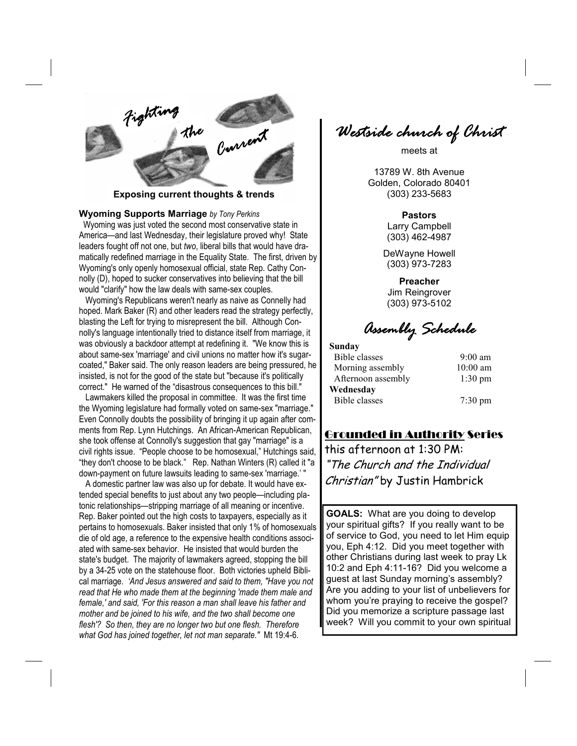# Fighting the Current

**Exposing current thoughts & trends**

### Wyoming Supports Marriage *by Tony Perkins*

Wyoming was just voted the second most conservative state in America—and last Wednesday, their legislature proved why! State leaders fought off not one, but *two*, liberal bills that would have dramatically redefined marriage in the Equality State. The first, driven by Wyoming's only openly homosexual official, state Rep. Cathy Connolly (D), hoped to sucker conservatives into believing that the bill would "clarify" how the law deals with same-sex couples.

Wyoming's Republicans weren't nearly as naive as Connelly had hoped. Mark Baker (R) and other leaders read the strategy perfectly, blasting the Left for trying to misrepresent the bill. Although Connolly's language intentionally tried to distance itself from marriage, it was obviously a backdoor attempt at redefining it. "We know this is about same-sex 'marriage' and civil unions no matter how it's sugar-coated," Baker said. The only reason leaders are being pressured, he insisted, is not for the good of the state but "because it's politically correct." He warned of the "disastrous consequences to this bill."

Lawmakers killed the proposal in committee. It was the first time the Wyoming legislature had formally voted on same-sex "marriage." Even Connolly doubts the possibility of bringing it up again after comments from Rep. Lynn Hutchings. An African-American Republican, she took offense at Connolly's suggestion that gay "marriage" is a civil rights issue. "People choose to be homosexual," Hutchings said, "they don't choose to be black." Rep. Nathan Winters (R) called it "a down-payment on future lawsuits leading to same-sex 'marriage.' "

A domestic partner law was also up for debate. It would have extended special benefits to just about any two people—including platonic relationships—stripping marriage of all meaning or incentive. Rep. Baker pointed out the high costs to taxpayers, especially as it pertains to homosexuals. Baker insisted that only 1% of homosexuals die of old age, a reference to the expensive health conditions associated with same-sex behavior. He insisted that would burden the state's budget. The majority of lawmakers agreed, stopping the bill by a 34-25 vote on the statehouse floor. Both victories upheld Biblical marriage. *'And Jesus answered and said to them, "Have you not read that He who made them at the beginning 'made them male and female,' and said, 'For this reason a man shall leave his father and mother and be joined to his wife, and the two shall become one flesh'? So then, they are no longer two but one flesh. Therefore what God has joined together, let not man separate."* Mt 19:4-6.

## *Westside church of Christ*

meets at

13789 W. 8th Avenue
Golden, Colorado 80401
(303) 233-5683

**Pastors**
Larry Campbell
(303) 462-4987

DeWayne Howell
(303) 973-7283

**Preacher**
Jim Reingrover
(303) 973-5102

## *Assembly Schedule*

| | |
|---|---|
| **Sunday** | |
| Bible classes | 9:00 am |
| Morning assembly | 10:00 am |
| Afternoon assembly | 1:30 pm |
| **Wednesday** | |
| Bible classes | 7:30 pm |

### Grounded in Authority Series

this afternoon at 1:30 PM:
*"The Church and the Individual Christian"* by Justin Hambrick

**GOALS:** What are you doing to develop your spiritual gifts? If you really want to be of service to God, you need to let Him equip you, Eph 4:12. Did you meet together with other Christians during last week to pray Lk 10:2 and Eph 4:11-16? Did you welcome a guest at last Sunday morning's assembly? Are you adding to your list of unbelievers for whom you're praying to receive the gospel? Did you memorize a scripture passage last week? Will you commit to your own spiritual